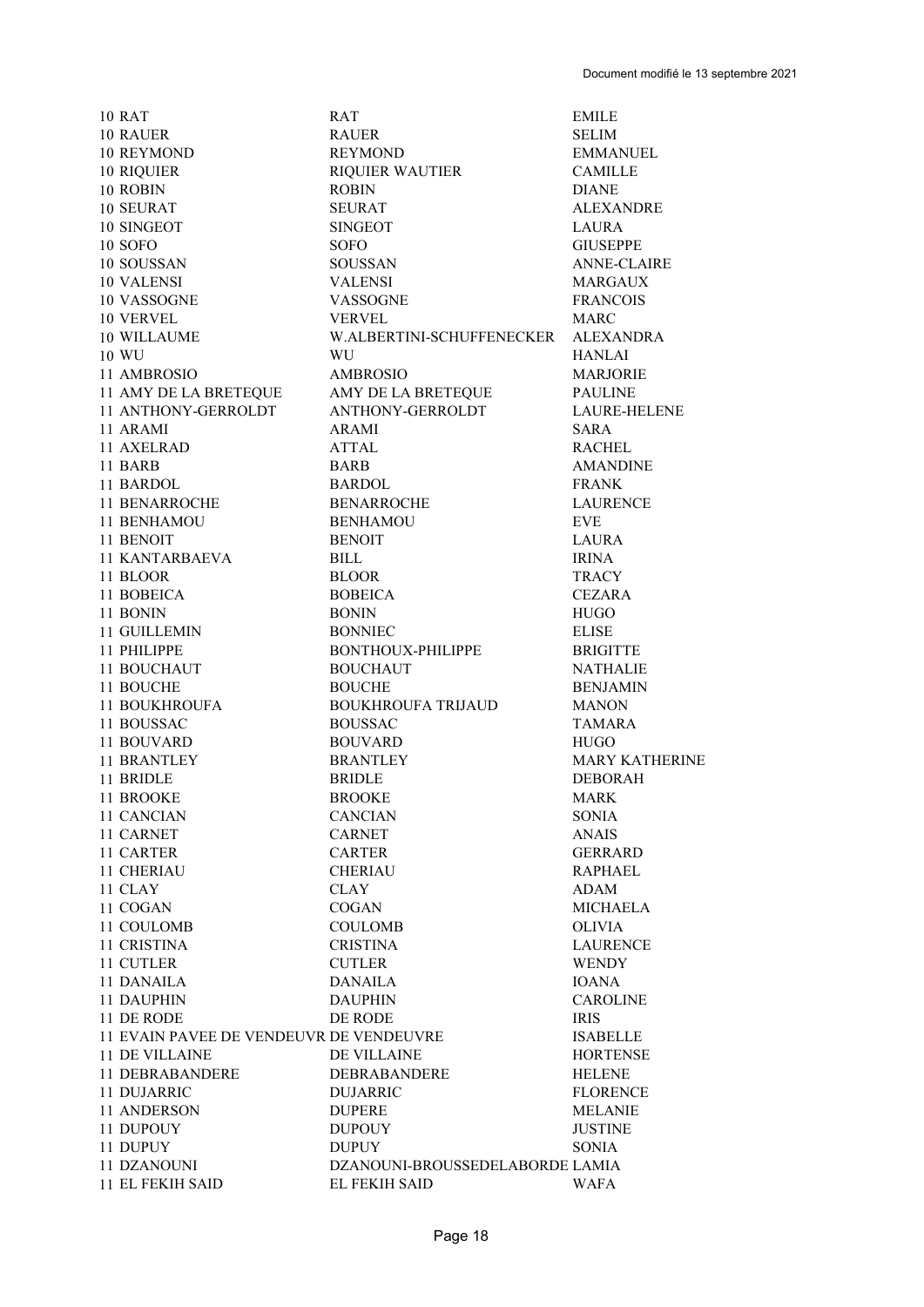| | | |
|---|---|---|
| 10 RAT | RAT | EMILE |
| 10 RAUER | RAUER | SELIM |
| 10 REYMOND | REYMOND | EMMANUEL |
| 10 RIQUIER | RIQUIER WAUTIER | CAMILLE |
| 10 ROBIN | ROBIN | DIANE |
| 10 SEURAT | SEURAT | ALEXANDRE |
| 10 SINGEOT | SINGEOT | LAURA |
| 10 SOFO | SOFO | GIUSEPPE |
| 10 SOUSSAN | SOUSSAN | ANNE-CLAIRE |
| 10 VALENSI | VALENSI | MARGAUX |
| 10 VASSOGNE | VASSOGNE | FRANCOIS |
| 10 VERVEL | VERVEL | MARC |
| 10 WILLAUME | W.ALBERTINI-SCHUFFENECKER | ALEXANDRA |
| 10 WU | WU | HANLAI |
| 11 AMBROSIO | AMBROSIO | MARJORIE |
| 11 AMY DE LA BRETEQUE | AMY DE LA BRETEQUE | PAULINE |
| 11 ANTHONY-GERROLDT | ANTHONY-GERROLDT | LAURE-HELENE |
| 11 ARAMI | ARAMI | SARA |
| 11 AXELRAD | ATTAL | RACHEL |
| 11 BARB | BARB | AMANDINE |
| 11 BARDOL | BARDOL | FRANK |
| 11 BENARROCHE | BENARROCHE | LAURENCE |
| 11 BENHAMOU | BENHAMOU | EVE |
| 11 BENOIT | BENOIT | LAURA |
| 11 KANTARBAEVA | BILL | IRINA |
| 11 BLOOR | BLOOR | TRACY |
| 11 BOBEICA | BOBEICA | CEZARA |
| 11 BONIN | BONIN | HUGO |
| 11 GUILLEMIN | BONNIEC | ELISE |
| 11 PHILIPPE | BONTHOUX-PHILIPPE | BRIGITTE |
| 11 BOUCHAUT | BOUCHAUT | NATHALIE |
| 11 BOUCHE | BOUCHE | BENJAMIN |
| 11 BOUKHROUFA | BOUKHROUFA TRIJAUD | MANON |
| 11 BOUSSAC | BOUSSAC | TAMARA |
| 11 BOUVARD | BOUVARD | HUGO |
| 11 BRANTLEY | BRANTLEY | MARY KATHERINE |
| 11 BRIDLE | BRIDLE | DEBORAH |
| 11 BROOKE | BROOKE | MARK |
| 11 CANCIAN | CANCIAN | SONIA |
| 11 CARNET | CARNET | ANAIS |
| 11 CARTER | CARTER | GERRARD |
| 11 CHERIAU | CHERIAU | RAPHAEL |
| 11 CLAY | CLAY | ADAM |
| 11 COGAN | COGAN | MICHAELA |
| 11 COULOMB | COULOMB | OLIVIA |
| 11 CRISTINA | CRISTINA | LAURENCE |
| 11 CUTLER | CUTLER | WENDY |
| 11 DANAILA | DANAILA | IOANA |
| 11 DAUPHIN | DAUPHIN | CAROLINE |
| 11 DE RODE | DE RODE | IRIS |
| 11 EVAIN PAVEE DE VENDEUVR | DE VENDEUVRE | ISABELLE |
| 11 DE VILLAINE | DE VILLAINE | HORTENSE |
| 11 DEBRABANDERE | DEBRABANDERE | HELENE |
| 11 DUJARRIC | DUJARRIC | FLORENCE |
| 11 ANDERSON | DUPERE | MELANIE |
| 11 DUPOUY | DUPOUY | JUSTINE |
| 11 DUPUY | DUPUY | SONIA |
| 11 DZANOUNI | DZANOUNI-BROUSSEDELABORDE | LAMIA |
| 11 EL FEKIH SAID | EL FEKIH SAID | WAFA |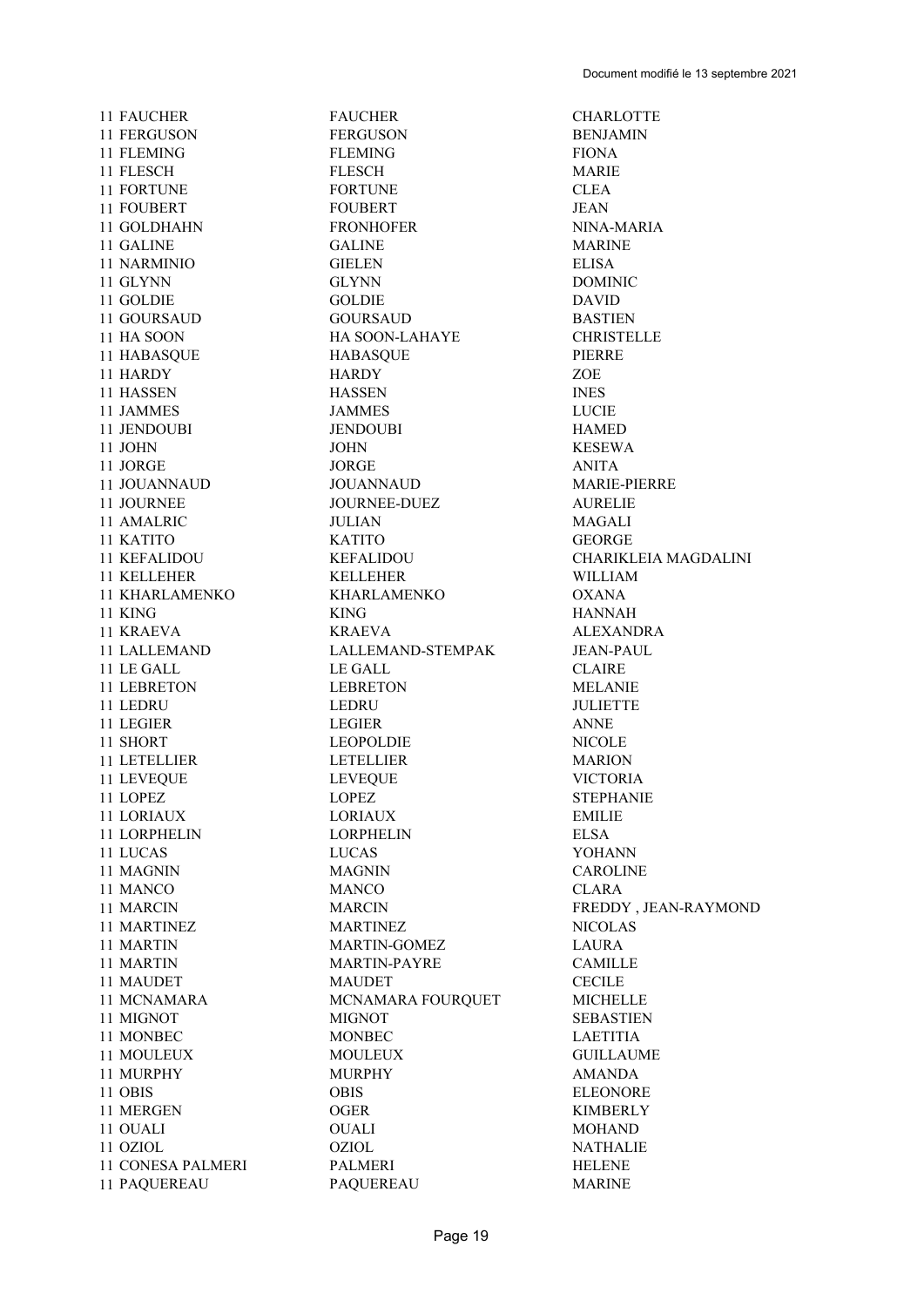| | | |
|---|---|---|
| 11 FAUCHER | FAUCHER | CHARLOTTE |
| 11 FERGUSON | FERGUSON | BENJAMIN |
| 11 FLEMING | FLEMING | FIONA |
| 11 FLESCH | FLESCH | MARIE |
| 11 FORTUNE | FORTUNE | CLEA |
| 11 FOUBERT | FOUBERT | JEAN |
| 11 GOLDHAHN | FRONHOFER | NINA-MARIA |
| 11 GALINE | GALINE | MARINE |
| 11 NARMINIO | GIELEN | ELISA |
| 11 GLYNN | GLYNN | DOMINIC |
| 11 GOLDIE | GOLDIE | DAVID |
| 11 GOURSAUD | GOURSAUD | BASTIEN |
| 11 HA SOON | HA SOON-LAHAYE | CHRISTELLE |
| 11 HABASQUE | HABASQUE | PIERRE |
| 11 HARDY | HARDY | ZOE |
| 11 HASSEN | HASSEN | INES |
| 11 JAMMES | JAMMES | LUCIE |
| 11 JENDOUBI | JENDOUBI | HAMED |
| 11 JOHN | JOHN | KESEWA |
| 11 JORGE | JORGE | ANITA |
| 11 JOUANNAUD | JOUANNAUD | MARIE-PIERRE |
| 11 JOURNEE | JOURNEE-DUEZ | AURELIE |
| 11 AMALRIC | JULIAN | MAGALI |
| 11 KATITO | KATITO | GEORGE |
| 11 KEFALIDOU | KEFALIDOU | CHARIKLEIA MAGDALINI |
| 11 KELLEHER | KELLEHER | WILLIAM |
| 11 KHARLAMENKO | KHARLAMENKO | OXANA |
| 11 KING | KING | HANNAH |
| 11 KRAEVA | KRAEVA | ALEXANDRA |
| 11 LALLEMAND | LALLEMAND-STEMPAK | JEAN-PAUL |
| 11 LE GALL | LE GALL | CLAIRE |
| 11 LEBRETON | LEBRETON | MELANIE |
| 11 LEDRU | LEDRU | JULIETTE |
| 11 LEGIER | LEGIER | ANNE |
| 11 SHORT | LEOPOLDIE | NICOLE |
| 11 LETELLIER | LETELLIER | MARION |
| 11 LEVEQUE | LEVEQUE | VICTORIA |
| 11 LOPEZ | LOPEZ | STEPHANIE |
| 11 LORIAUX | LORIAUX | EMILIE |
| 11 LORPHELIN | LORPHELIN | ELSA |
| 11 LUCAS | LUCAS | YOHANN |
| 11 MAGNIN | MAGNIN | CAROLINE |
| 11 MANCO | MANCO | CLARA |
| 11 MARCIN | MARCIN | FREDDY , JEAN-RAYMOND |
| 11 MARTINEZ | MARTINEZ | NICOLAS |
| 11 MARTIN | MARTIN-GOMEZ | LAURA |
| 11 MARTIN | MARTIN-PAYRE | CAMILLE |
| 11 MAUDET | MAUDET | CECILE |
| 11 MCNAMARA | MCNAMARA FOURQUET | MICHELLE |
| 11 MIGNOT | MIGNOT | SEBASTIEN |
| 11 MONBEC | MONBEC | LAETITIA |
| 11 MOULEUX | MOULEUX | GUILLAUME |
| 11 MURPHY | MURPHY | AMANDA |
| 11 OBIS | OBIS | ELEONORE |
| 11 MERGEN | OGER | KIMBERLY |
| 11 OUALI | OUALI | MOHAND |
| 11 OZIOL | OZIOL | NATHALIE |
| 11 CONESA PALMERI | PALMERI | HELENE |
| 11 PAQUEREAU | PAQUEREAU | MARINE |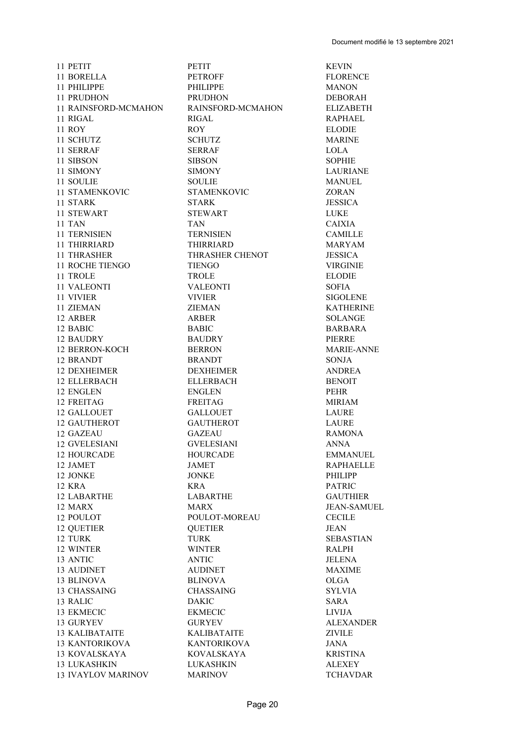| | | |
|---|---|---|
| 11 PETIT | PETIT | KEVIN |
| 11 BORELLA | PETROFF | FLORENCE |
| 11 PHILIPPE | PHILIPPE | MANON |
| 11 PRUDHON | PRUDHON | DEBORAH |
| 11 RAINSFORD-MCMAHON | RAINSFORD-MCMAHON | ELIZABETH |
| 11 RIGAL | RIGAL | RAPHAEL |
| 11 ROY | ROY | ELODIE |
| 11 SCHUTZ | SCHUTZ | MARINE |
| 11 SERRAF | SERRAF | LOLA |
| 11 SIBSON | SIBSON | SOPHIE |
| 11 SIMONY | SIMONY | LAURIANE |
| 11 SOULIE | SOULIE | MANUEL |
| 11 STAMENKOVIC | STAMENKOVIC | ZORAN |
| 11 STARK | STARK | JESSICA |
| 11 STEWART | STEWART | LUKE |
| 11 TAN | TAN | CAIXIA |
| 11 TERNISIEN | TERNISIEN | CAMILLE |
| 11 THIRRIARD | THIRRIARD | MARYAM |
| 11 THRASHER | THRASHER CHENOT | JESSICA |
| 11 ROCHE TIENGO | TIENGO | VIRGINIE |
| 11 TROLE | TROLE | ELODIE |
| 11 VALEONTI | VALEONTI | SOFIA |
| 11 VIVIER | VIVIER | SIGOLENE |
| 11 ZIEMAN | ZIEMAN | KATHERINE |
| 12 ARBER | ARBER | SOLANGE |
| 12 BABIC | BABIC | BARBARA |
| 12 BAUDRY | BAUDRY | PIERRE |
| 12 BERRON-KOCH | BERRON | MARIE-ANNE |
| 12 BRANDT | BRANDT | SONJA |
| 12 DEXHEIMER | DEXHEIMER | ANDREA |
| 12 ELLERBACH | ELLERBACH | BENOIT |
| 12 ENGLEN | ENGLEN | PEHR |
| 12 FREITAG | FREITAG | MIRIAM |
| 12 GALLOUET | GALLOUET | LAURE |
| 12 GAUTHEROT | GAUTHEROT | LAURE |
| 12 GAZEAU | GAZEAU | RAMONA |
| 12 GVELESIANI | GVELESIANI | ANNA |
| 12 HOURCADE | HOURCADE | EMMANUEL |
| 12 JAMET | JAMET | RAPHAELLE |
| 12 JONKE | JONKE | PHILIPP |
| 12 KRA | KRA | PATRIC |
| 12 LABARTHE | LABARTHE | GAUTHIER |
| 12 MARX | MARX | JEAN-SAMUEL |
| 12 POULOT | POULOT-MOREAU | CECILE |
| 12 QUETIER | QUETIER | JEAN |
| 12 TURK | TURK | SEBASTIAN |
| 12 WINTER | WINTER | RALPH |
| 13 ANTIC | ANTIC | JELENA |
| 13 AUDINET | AUDINET | MAXIME |
| 13 BLINOVA | BLINOVA | OLGA |
| 13 CHASSAING | CHASSAING | SYLVIA |
| 13 RALIC | DAKIC | SARA |
| 13 EKMECIC | EKMECIC | LIVIJA |
| 13 GURYEV | GURYEV | ALEXANDER |
| 13 KALIBATAITE | KALIBATAITE | ZIVILE |
| 13 KANTORIKOVA | KANTORIKOVA | JANA |
| 13 KOVALSKAYA | KOVALSKAYA | KRISTINA |
| 13 LUKASHKIN | LUKASHKIN | ALEXEY |
| 13 IVAYLOV MARINOV | MARINOV | TCHAVDAR |